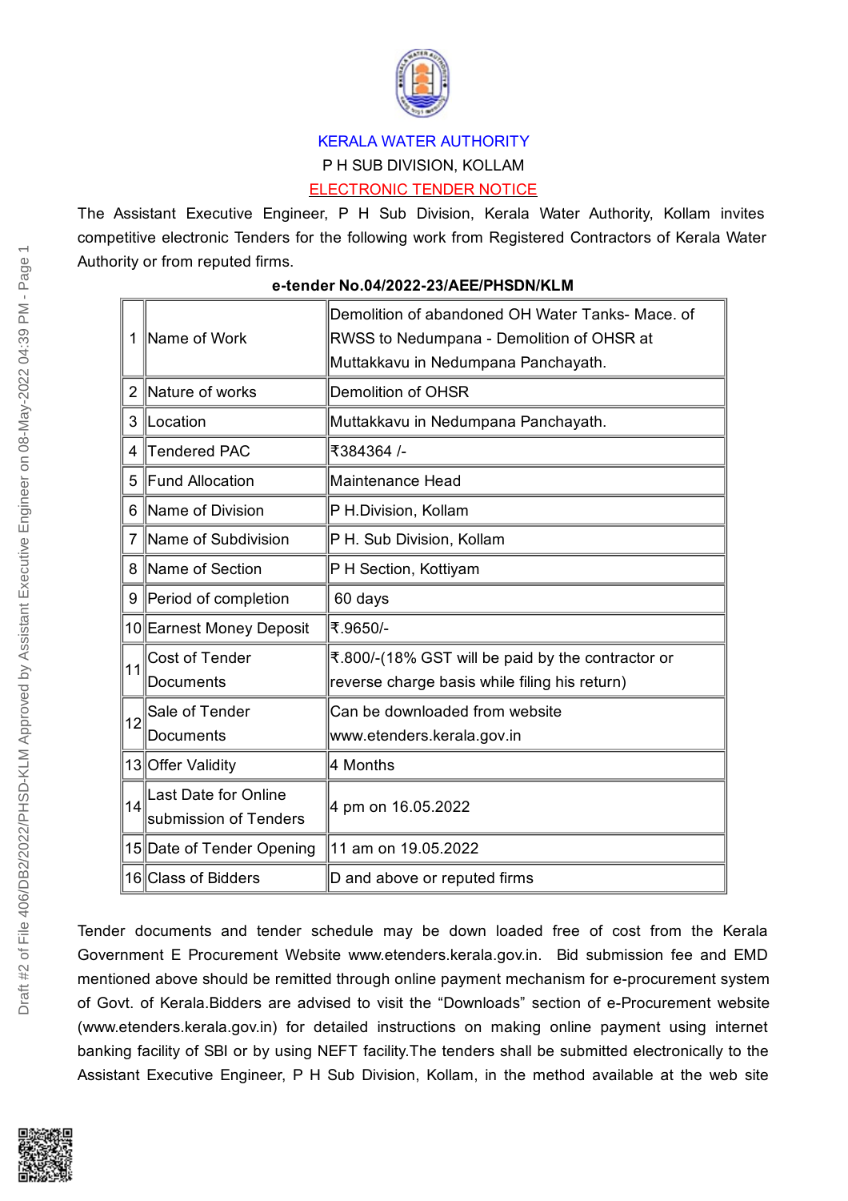KERALA WATER AUTHORITY

P H SUB DIVISION, KOLLAM

ELECTRONIC TENDER NOTICE

The Assistant Executive Engineer, P H Sub Division, Kerala Water Authority, Kollam invites competitive electronic Tenders for the following work from Registered Contractors of Kerala Water Authority or from reputed firms.

**e-tender No.04/2022-23/AEE/PHSDN/KLM**

| | | |
|---|---|---|
| 1 | Name of Work | Demolition of abandoned OH Water Tanks- Mace. of RWSS to Nedumpana - Demolition of OHSR at Muttakkavu in Nedumpana Panchayath. |
| 2 | Nature of works | Demolition of OHSR |
| 3 | Location | Muttakkavu in Nedumpana Panchayath. |
| 4 | Tendered PAC | ₹384364 /- |
| 5 | Fund Allocation | Maintenance Head |
| 6 | Name of Division | P H.Division, Kollam |
| 7 | Name of Subdivision | P H. Sub Division, Kollam |
| 8 | Name of Section | P H Section, Kottiyam |
| 9 | Period of completion | 60 days |
| 10 | Earnest Money Deposit | ₹.9650/- |
| 11 | Cost of Tender Documents | ₹.800/-(18% GST will be paid by the contractor or reverse charge basis while filing his return) |
| 12 | Sale of Tender Documents | Can be downloaded from website www.etenders.kerala.gov.in |
| 13 | Offer Validity | 4 Months |
| 14 | Last Date for Online submission of Tenders | 4 pm on 16.05.2022 |
| 15 | Date of Tender Opening | 11 am on 19.05.2022 |
| 16 | Class of Bidders | D and above or reputed firms |

Tender documents and tender schedule may be down loaded free of cost from the Kerala Government E Procurement Website www.etenders.kerala.gov.in. Bid submission fee and EMD mentioned above should be remitted through online payment mechanism for e-procurement system of Govt. of Kerala.Bidders are advised to visit the “Downloads” section of e-Procurement website (www.etenders.kerala.gov.in) for detailed instructions on making online payment using internet banking facility of SBI or by using NEFT facility.The tenders shall be submitted electronically to the Assistant Executive Engineer, P H Sub Division, Kollam, in the method available at the web site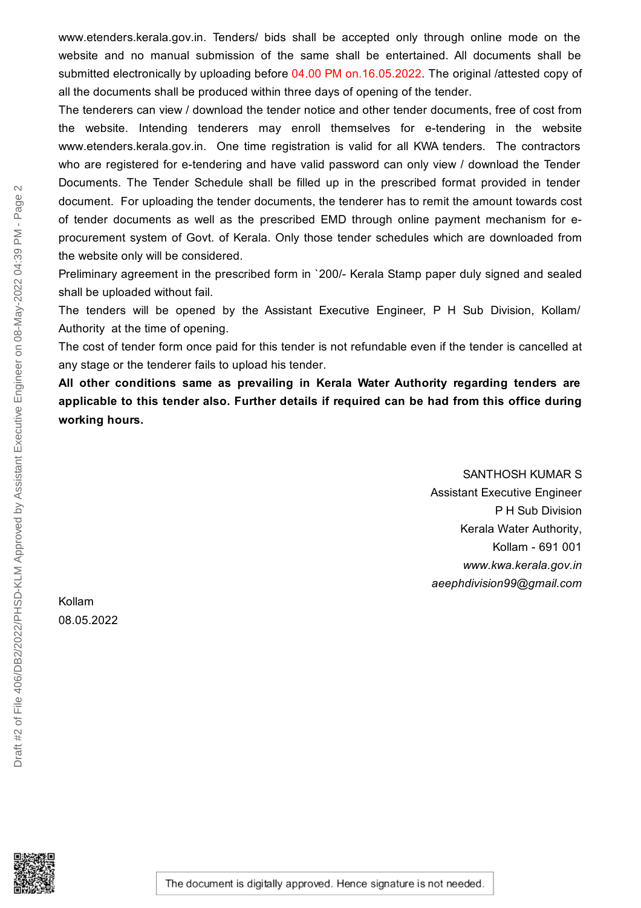www.etenders.kerala.gov.in. Tenders/ bids shall be accepted only through online mode on the website and no manual submission of the same shall be entertained. All documents shall be submitted electronically by uploading before 04.00 PM on.16.05.2022. The original /attested copy of all the documents shall be produced within three days of opening of the tender.

The tenderers can view / download the tender notice and other tender documents, free of cost from the website. Intending tenderers may enroll themselves for e-tendering in the website www.etenders.kerala.gov.in. One time registration is valid for all KWA tenders. The contractors who are registered for e-tendering and have valid password can only view / download the Tender Documents. The Tender Schedule shall be filled up in the prescribed format provided in tender document. For uploading the tender documents, the tenderer has to remit the amount towards cost of tender documents as well as the prescribed EMD through online payment mechanism for e-procurement system of Govt. of Kerala. Only those tender schedules which are downloaded from the website only will be considered.

Preliminary agreement in the prescribed form in `200/- Kerala Stamp paper duly signed and sealed shall be uploaded without fail.

The tenders will be opened by the Assistant Executive Engineer, P H Sub Division, Kollam/ Authority at the time of opening.

The cost of tender form once paid for this tender is not refundable even if the tender is cancelled at any stage or the tenderer fails to upload his tender.

**All other conditions same as prevailing in Kerala Water Authority regarding tenders are applicable to this tender also. Further details if required can be had from this office during working hours.**

SANTHOSH KUMAR S
Assistant Executive Engineer
P H Sub Division
Kerala Water Authority,
Kollam - 691 001
*www.kwa.kerala.gov.in*
*aeephdivision99@gmail.com*

Kollam
08.05.2022

Draft #2 of File 406/DB2/2022/PHSD-KLM Approved by Assistant Executive Engineer on 08-May-2022 04:39 PM - Page 2

The document is digitally approved. Hence signature is not needed.